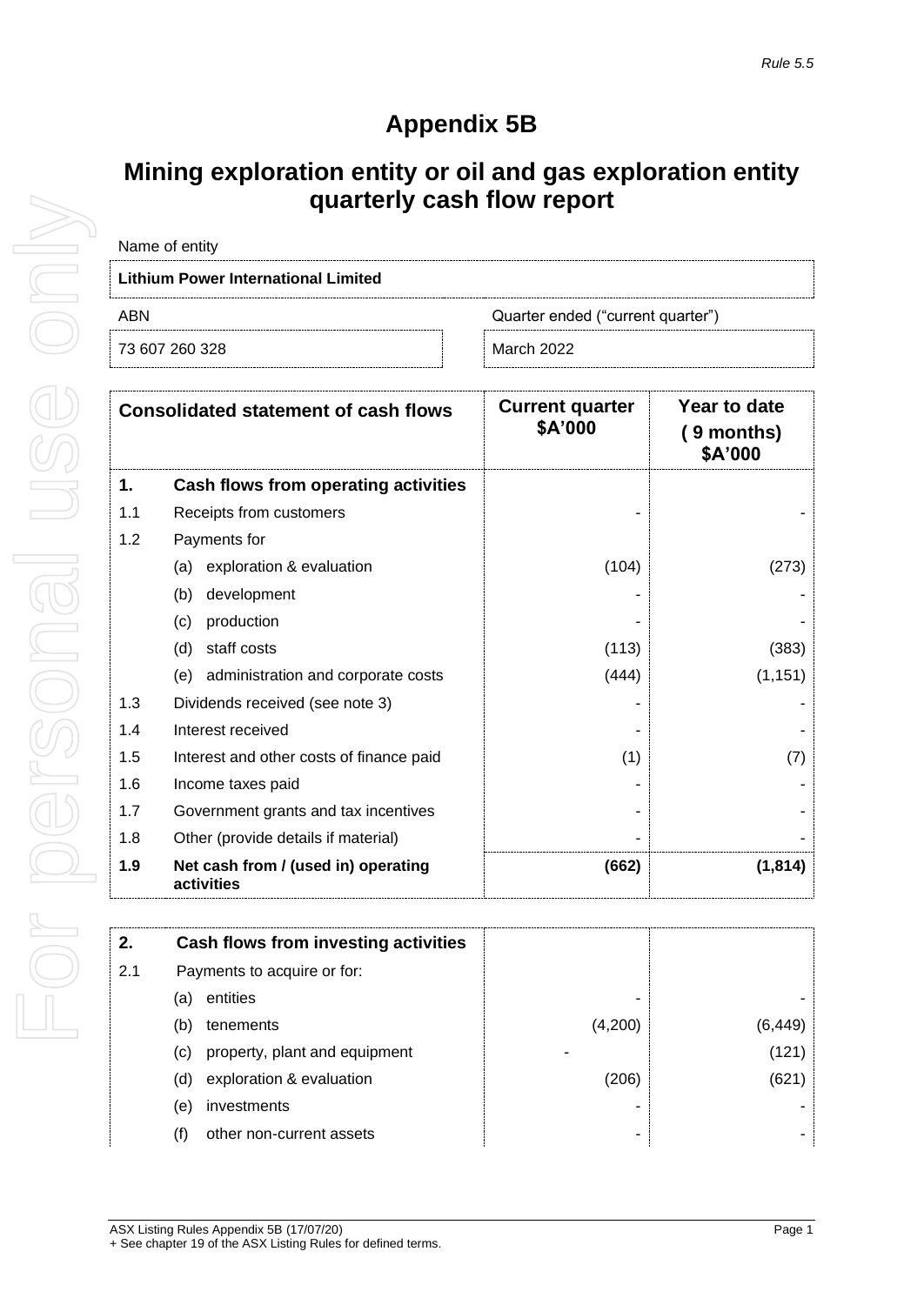*Rule 5.5*

# Appendix 5B

## Mining exploration entity or oil and gas exploration entity quarterly cash flow report

| Name of entity | |
|---|---|
| **Lithium Power International Limited** | |
| ABN | Quarter ended ("current quarter") |
| 73 607 260 328 | March 2022 |

| | **Consolidated statement of cash flows** | **Current quarter $A'000** | **Year to date (9 months) $A'000** |
|---|---|---|---|
| **1.** | **Cash flows from operating activities** | | |
| 1.1 | Receipts from customers | - | - |
| 1.2 | Payments for | | |
| | (a) exploration & evaluation | (104) | (273) |
| | (b) development | - | - |
| | (c) production | - | - |
| | (d) staff costs | (113) | (383) |
| | (e) administration and corporate costs | (444) | (1,151) |
| 1.3 | Dividends received (see note 3) | - | - |
| 1.4 | Interest received | - | - |
| 1.5 | Interest and other costs of finance paid | (1) | (7) |
| 1.6 | Income taxes paid | - | - |
| 1.7 | Government grants and tax incentives | - | - |
| 1.8 | Other (provide details if material) | - | - |
| **1.9** | **Net cash from / (used in) operating activities** | **(662)** | **(1,814)** |

| | | | |
|---|---|---|---|
| **2.** | **Cash flows from investing activities** | | |
| 2.1 | Payments to acquire or for: | | |
| | (a) entities | - | - |
| | (b) tenements | (4,200) | (6,449) |
| | (c) property, plant and equipment | - | (121) |
| | (d) exploration & evaluation | (206) | (621) |
| | (e) investments | - | - |
| | (f) other non-current assets | - | - |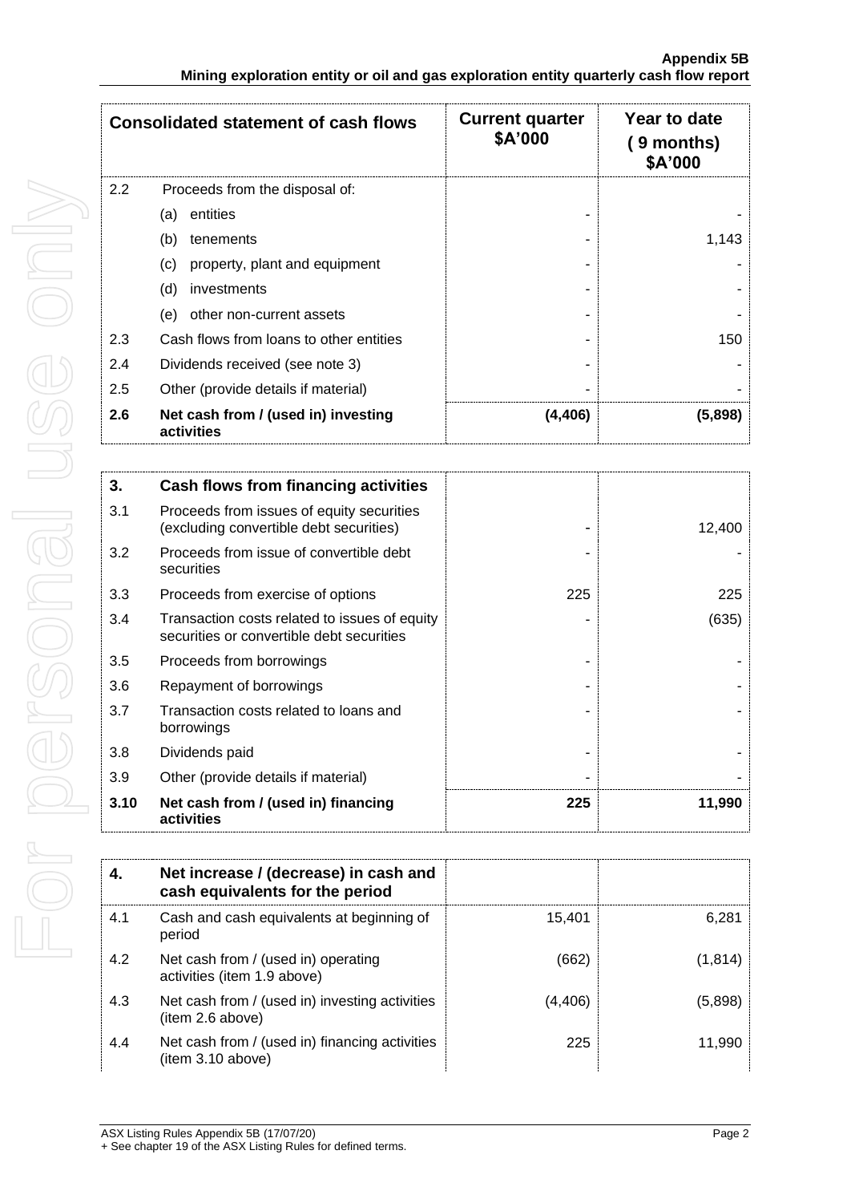| Consolidated statement of cash flows | | Current quarter $A'000 | Year to date (9 months) $A'000 |
|---|---|---|---|
| 2.2 | Proceeds from the disposal of: | | |
| | (a) entities | - | - |
| | (b) tenements | - | 1,143 |
| | (c) property, plant and equipment | - | - |
| | (d) investments | - | - |
| | (e) other non-current assets | - | - |
| 2.3 | Cash flows from loans to other entities | - | 150 |
| 2.4 | Dividends received (see note 3) | - | - |
| 2.5 | Other (provide details if material) | - | - |
| **2.6** | **Net cash from / (used in) investing activities** | **(4,406)** | **(5,898)** |

| **3.** | **Cash flows from financing activities** | | |
|---|---|---|---|
| 3.1 | Proceeds from issues of equity securities (excluding convertible debt securities) | - | 12,400 |
| 3.2 | Proceeds from issue of convertible debt securities | - | - |
| 3.3 | Proceeds from exercise of options | 225 | 225 |
| 3.4 | Transaction costs related to issues of equity securities or convertible debt securities | - | (635) |
| 3.5 | Proceeds from borrowings | - | - |
| 3.6 | Repayment of borrowings | - | - |
| 3.7 | Transaction costs related to loans and borrowings | - | - |
| 3.8 | Dividends paid | - | - |
| 3.9 | Other (provide details if material) | - | - |
| **3.10** | **Net cash from / (used in) financing activities** | **225** | **11,990** |

| **4.** | **Net increase / (decrease) in cash and cash equivalents for the period** | | |
|---|---|---|---|
| 4.1 | Cash and cash equivalents at beginning of period | 15,401 | 6,281 |
| 4.2 | Net cash from / (used in) operating activities (item 1.9 above) | (662) | (1,814) |
| 4.3 | Net cash from / (used in) investing activities (item 2.6 above) | (4,406) | (5,898) |
| 4.4 | Net cash from / (used in) financing activities (item 3.10 above) | 225 | 11,990 |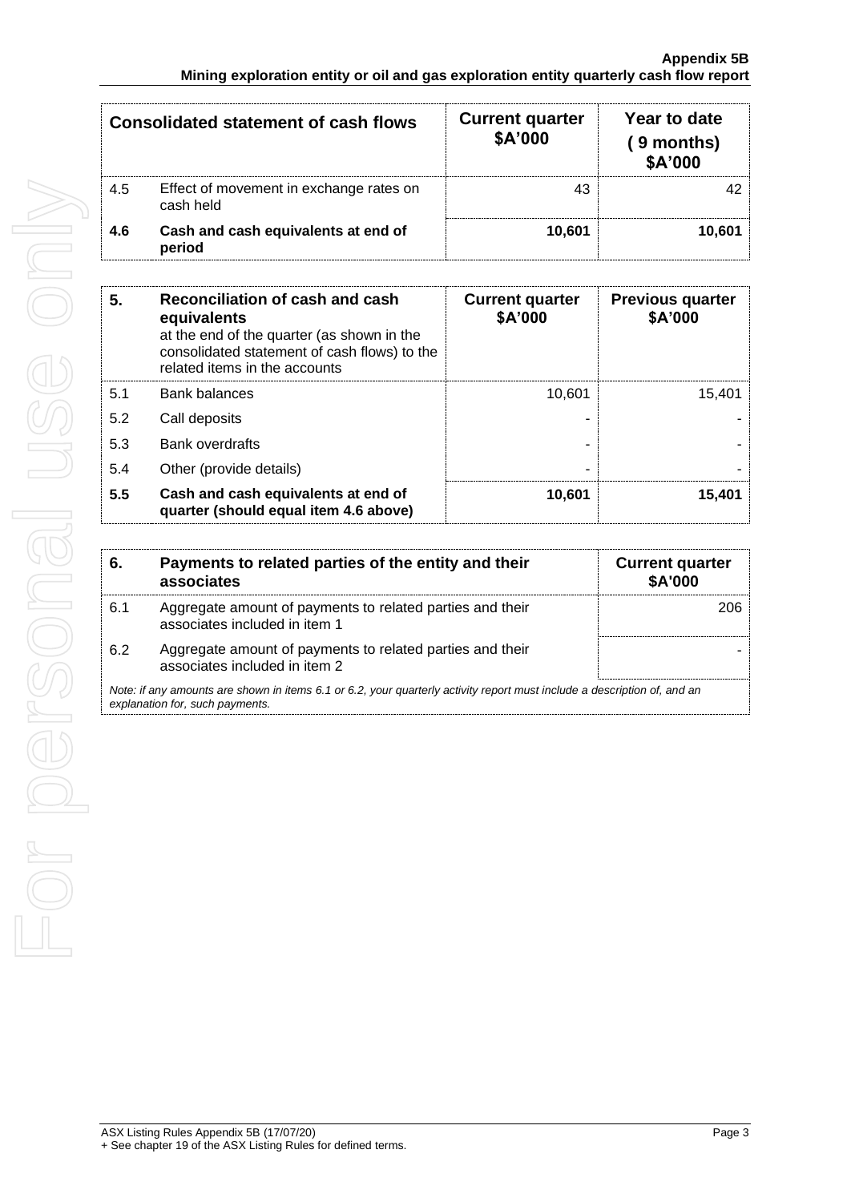| Consolidated statement of cash flows | | Current quarter $A'000 | Year to date (9 months) $A'000 |
|---|---|---|---|
| 4.5 | Effect of movement in exchange rates on cash held | 43 | 42 |
| **4.6** | **Cash and cash equivalents at end of period** | **10,601** | **10,601** |

| **5.** | **Reconciliation of cash and cash equivalents** at the end of the quarter (as shown in the consolidated statement of cash flows) to the related items in the accounts | **Current quarter $A'000** | **Previous quarter $A'000** |
|---|---|---|---|
| 5.1 | Bank balances | 10,601 | 15,401 |
| 5.2 | Call deposits | - | - |
| 5.3 | Bank overdrafts | - | - |
| 5.4 | Other (provide details) | - | - |
| **5.5** | **Cash and cash equivalents at end of quarter (should equal item 4.6 above)** | **10,601** | **15,401** |

| **6.** | **Payments to related parties of the entity and their associates** | **Current quarter $A'000** |
|---|---|---|
| 6.1 | Aggregate amount of payments to related parties and their associates included in item 1 | 206 |
| 6.2 | Aggregate amount of payments to related parties and their associates included in item 2 | - |

*Note: if any amounts are shown in items 6.1 or 6.2, your quarterly activity report must include a description of, and an explanation for, such payments.*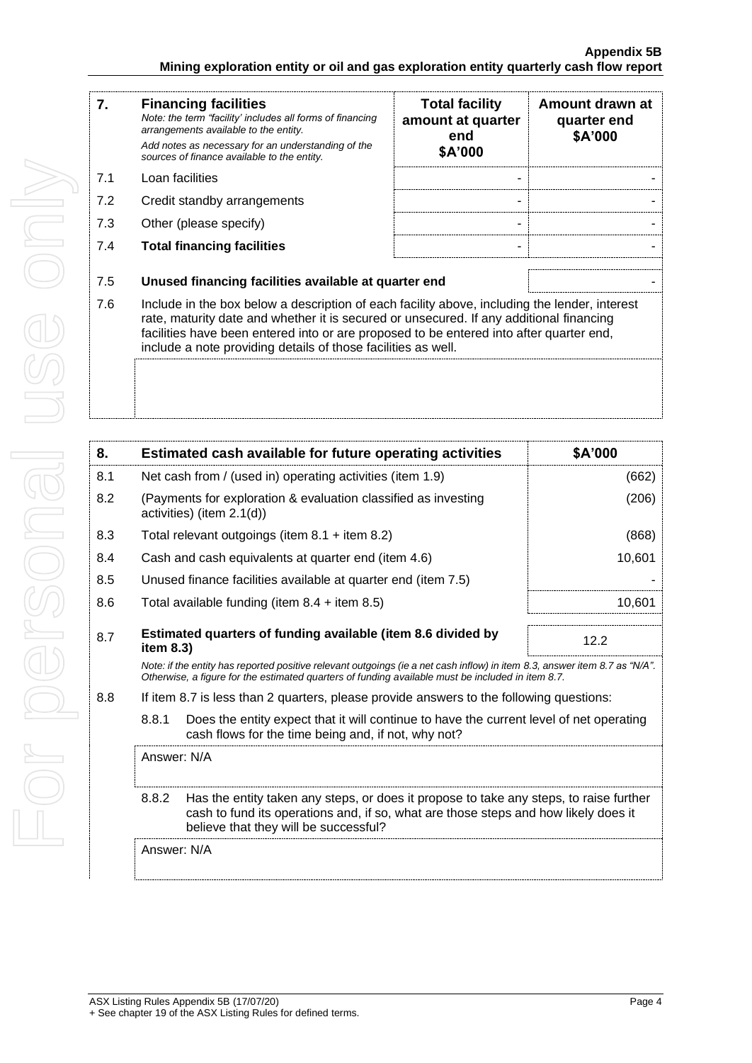| 7. | **Financing facilities** *Note: the term "facility' includes all forms of financing arrangements available to the entity.* *Add notes as necessary for an understanding of the sources of finance available to the entity.* | **Total facility amount at quarter end \$A'000** | **Amount drawn at quarter end \$A'000** |
|---|---|---|---|
| 7.1 | Loan facilities | - | - |
| 7.2 | Credit standby arrangements | - | - |
| 7.3 | Other (please specify) | - | - |
| 7.4 | **Total financing facilities** | - | - |

| | | |
|---|---|---|
| 7.5 | **Unused financing facilities available at quarter end** | - |

7.6 Include in the box below a description of each facility above, including the lender, interest rate, maturity date and whether it is secured or unsecured. If any additional financing facilities have been entered into or are proposed to be entered into after quarter end, include a note providing details of those facilities as well.

| 8. | **Estimated cash available for future operating activities** | **\$A'000** |
|---|---|---|
| 8.1 | Net cash from / (used in) operating activities (item 1.9) | (662) |
| 8.2 | (Payments for exploration & evaluation classified as investing activities) (item 2.1(d)) | (206) |
| 8.3 | Total relevant outgoings (item 8.1 + item 8.2) | (868) |
| 8.4 | Cash and cash equivalents at quarter end (item 4.6) | 10,601 |
| 8.5 | Unused finance facilities available at quarter end (item 7.5) | - |
| 8.6 | Total available funding (item 8.4 + item 8.5) | 10,601 |
| 8.7 | **Estimated quarters of funding available (item 8.6 divided by item 8.3)** | 12.2 |

*Note: if the entity has reported positive relevant outgoings (ie a net cash inflow) in item 8.3, answer item 8.7 as "N/A". Otherwise, a figure for the estimated quarters of funding available must be included in item 8.7.*

8.8 If item 8.7 is less than 2 quarters, please provide answers to the following questions:

8.8.1 Does the entity expect that it will continue to have the current level of net operating cash flows for the time being and, if not, why not?

Answer: N/A

8.8.2 Has the entity taken any steps, or does it propose to take any steps, to raise further cash to fund its operations and, if so, what are those steps and how likely does it believe that they will be successful?

Answer: N/A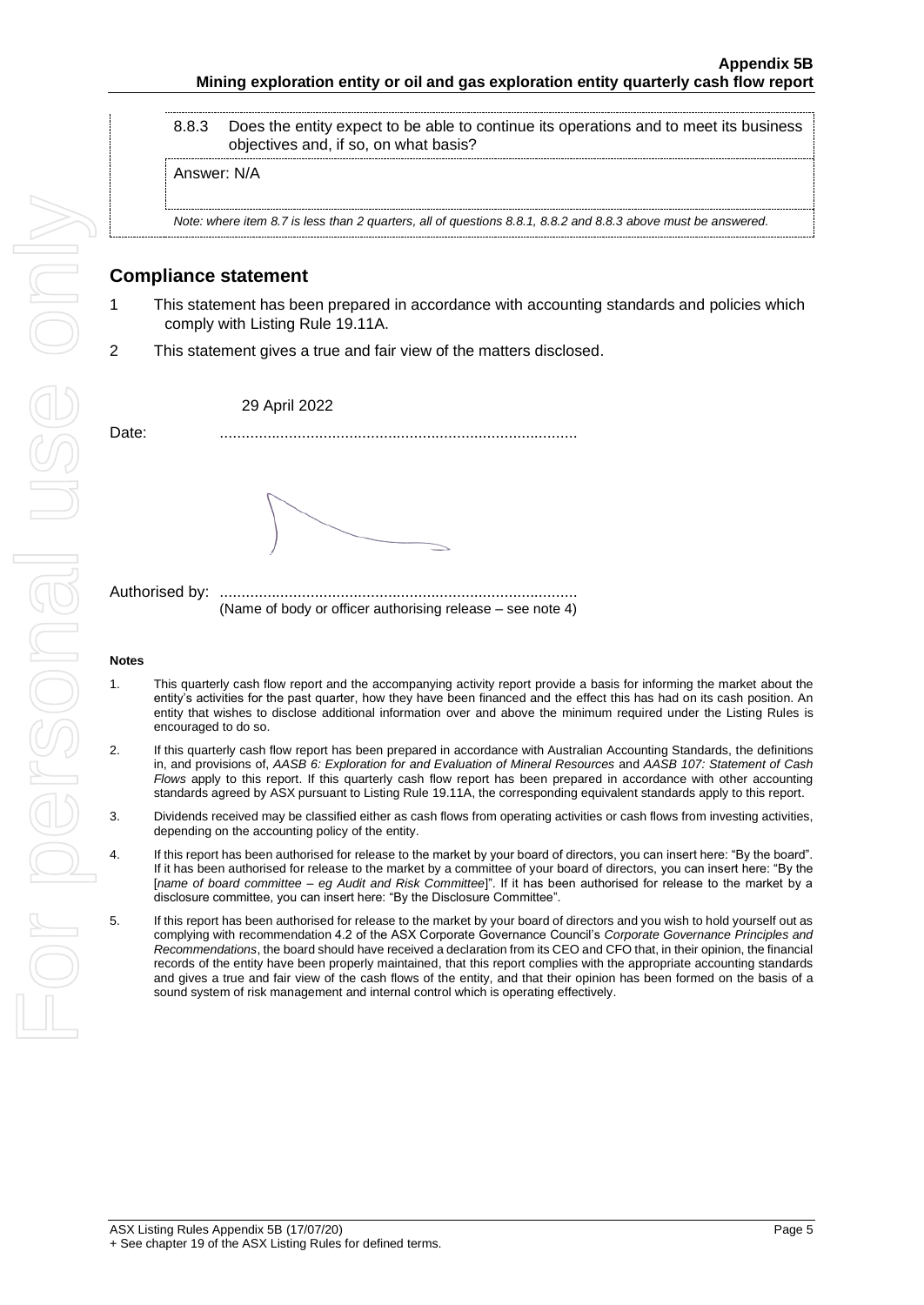| | |
|---|---|
| 8.8.3 | Does the entity expect to be able to continue its operations and to meet its business objectives and, if so, on what basis? |
| Answer: N/A | |
| *Note: where item 8.7 is less than 2 quarters, all of questions 8.8.1, 8.8.2 and 8.8.3 above must be answered.* | |

## Compliance statement

1. This statement has been prepared in accordance with accounting standards and policies which comply with Listing Rule 19.11A.
2. This statement gives a true and fair view of the matters disclosed.

Date: 29 April 2022

Authorised by: ...................................................................................
(Name of body or officer authorising release – see note 4)

#### Notes

1. This quarterly cash flow report and the accompanying activity report provide a basis for informing the market about the entity's activities for the past quarter, how they have been financed and the effect this has had on its cash position. An entity that wishes to disclose additional information over and above the minimum required under the Listing Rules is encouraged to do so.
2. If this quarterly cash flow report has been prepared in accordance with Australian Accounting Standards, the definitions in, and provisions of, *AASB 6: Exploration for and Evaluation of Mineral Resources* and *AASB 107: Statement of Cash Flows* apply to this report. If this quarterly cash flow report has been prepared in accordance with other accounting standards agreed by ASX pursuant to Listing Rule 19.11A, the corresponding equivalent standards apply to this report.
3. Dividends received may be classified either as cash flows from operating activities or cash flows from investing activities, depending on the accounting policy of the entity.
4. If this report has been authorised for release to the market by your board of directors, you can insert here: "By the board". If it has been authorised for release to the market by a committee of your board of directors, you can insert here: "By the [*name of board committee – eg Audit and Risk Committee*]". If it has been authorised for release to the market by a disclosure committee, you can insert here: "By the Disclosure Committee".
5. If this report has been authorised for release to the market by your board of directors and you wish to hold yourself out as complying with recommendation 4.2 of the ASX Corporate Governance Council's *Corporate Governance Principles and Recommendations*, the board should have received a declaration from its CEO and CFO that, in their opinion, the financial records of the entity have been properly maintained, that this report complies with the appropriate accounting standards and gives a true and fair view of the cash flows of the entity, and that their opinion has been formed on the basis of a sound system of risk management and internal control which is operating effectively.